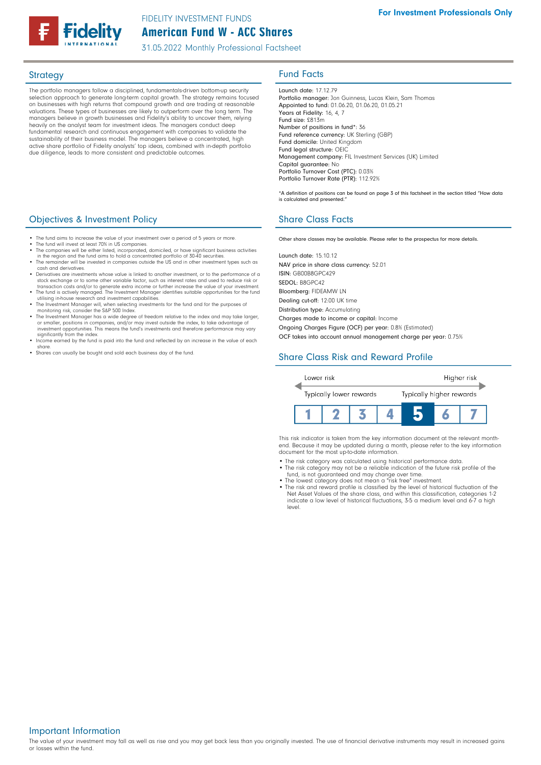FIDELITY INVESTMENT FUNDS

# American Fund W - ACC Shares

31.05.2022 Monthly Professional Factsheet

**For Investment Professionals Only**

## Strategy

The portfolio managers follow a disciplined, fundamentals-driven bottom-up security selection approach to generate long-term capital growth. The strategy remains focused on businesses with high returns that compound growth and are trading at reasonable valuations. These types of businesses are likely to outperform over the long term. The managers believe in growth businesses and Fidelity's ability to uncover them, relying heavily on the analyst team for investment ideas. The managers conduct deep fundamental research and continuous engagement with companies to validate the sustainability of their business model. The managers believe a concentrated, high active share portfolio of Fidelity analysts' top ideas, combined with in-depth portfolio due diligence, leads to more consistent and predictable outcomes.

## Objectives & Investment Policy

- The fund aims to increase the value of your investment over a period of 5 years or more.
- The fund will invest at least 70% in US companies.
- The companies will be either listed, incorporated, domiciled, or have significant business activities in the region and the fund aims to hold a concentrated portfolio of 30-40 securities.
- The remainder will be invested in companies outside the US and in other investment types such as cash and derivatives.
- Derivatives are investments whose value is linked to another investment, or to the performance of a stock exchange or to some other variable factor, such as interest rates and used to reduce risk or transaction costs and/or to generate extra income or further increase the value of your investment.
- The fund is actively managed. The Investment Manager identifies suitable opportunities for the fund utilising in-house research and investment capabilities.
- The Investment Manager will, when selecting investments for the fund and for the purposes of monitoring risk, consider the S&P 500 Index.
- The Investment Manager has a wide degree of freedom relative to the index and may take larger, or smaller, positions in companies, and/or may invest outside the index, to take advantage of investment opportunities. This means the fund's investments and therefore performance may vary significantly from the index.
- Income earned by the fund is paid into the fund and reflected by an increase in the value of each share.
- Shares can usually be bought and sold each business day of the fund.

## Fund Facts

Launch date: 17.12.79
Portfolio manager: Jon Guinness, Lucas Klein, Sam Thomas
Appointed to fund: 01.06.20, 01.06.20, 01.05.21
Years at Fidelity: 16, 4, 7
Fund size: £813m
Number of positions in fund*: 36
Fund reference currency: UK Sterling (GBP)
Fund domicile: United Kingdom
Fund legal structure: OEIC
Management company: FIL Investment Services (UK) Limited
Capital guarantee: No
Portfolio Turnover Cost (PTC): 0.03%
Portfolio Turnover Rate (PTR): 112.92%

*A definition of positions can be found on page 3 of this factsheet in the section titled "How data is calculated and presented."

## Share Class Facts

Other share classes may be available. Please refer to the prospectus for more details.

Launch date: 15.10.12
NAV price in share class currency: 52.01
ISIN: GB00B8GPC429
SEDOL: B8GPC42
Bloomberg: FIDEAMW LN
Dealing cut-off: 12:00 UK time
Distribution type: Accumulating
Charges made to income or capital: Income
Ongoing Charges Figure (OCF) per year: 0.8% (Estimated)
OCF takes into account annual management charge per year: 0.75%

## Share Class Risk and Reward Profile

| Lower risk | | | | | | Higher risk |
|---|---|---|---|---|---|---|
| Typically lower rewards | | | | | | Typically higher rewards |
| 1 | 2 | 3 | 4 | **5** | 6 | 7 |

This risk indicator is taken from the key information document at the relevant month-end. Because it may be updated during a month, please refer to the key information document for the most up-to-date information.

- The risk category was calculated using historical performance data.
- The risk category may not be a reliable indication of the future risk profile of the fund, is not guaranteed and may change over time.
- The lowest category does not mean a "risk free" investment.
- The risk and reward profile is classified by the level of historical fluctuation of the Net Asset Values of the share class, and within this classification, categories 1-2 indicate a low level of historical fluctuations, 3-5 a medium level and 6-7 a high level.

## Important Information

The value of your investment may fall as well as rise and you may get back less than you originally invested. The use of financial derivative instruments may result in increased gains or losses within the fund.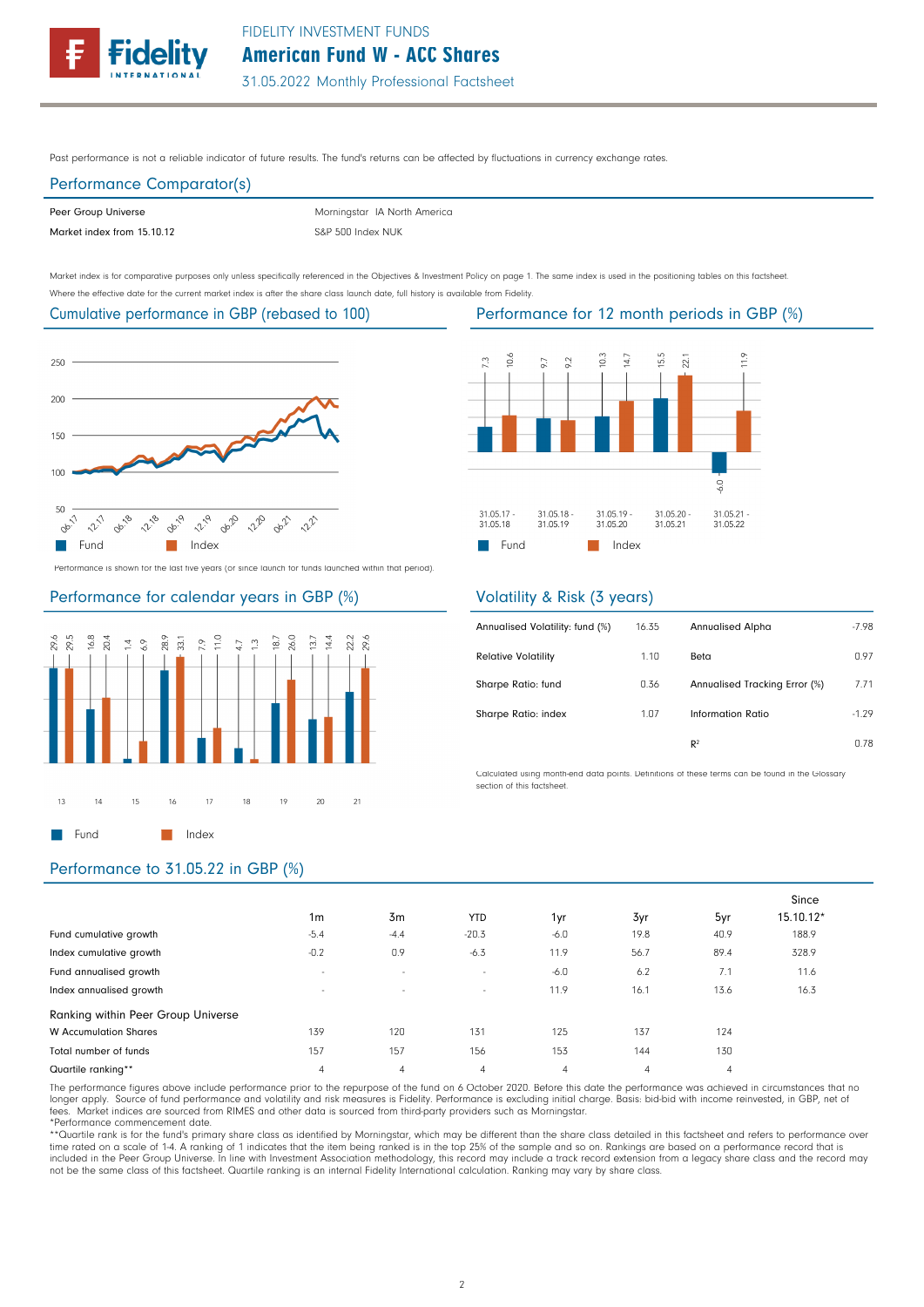Past performance is not a reliable indicator of future results. The fund's returns can be affected by fluctuations in currency exchange rates.

## Performance Comparator(s)

| | |
|---|---|
| Peer Group Universe | Morningstar IA North America |
| Market index from 15.10.12 | S&P 500 Index NUK |

Market index is for comparative purposes only unless specifically referenced in the Objectives & Investment Policy on page 1. The same index is used in the positioning tables on this factsheet.
Where the effective date for the current market index is after the share class launch date, full history is available from Fidelity.

## Cumulative performance in GBP (rebased to 100)

Fund | Index

Performance is shown for the last five years (or since launch for funds launched within that period).

## Performance for 12 month periods in GBP (%)

| | 31.05.17 - 31.05.18 | 31.05.18 - 31.05.19 | 31.05.19 - 31.05.20 | 31.05.20 - 31.05.21 | 31.05.21 - 31.05.22 |
|---|---|---|---|---|---|
| Fund | 7.3 | 9.7 | 10.3 | 15.5 | -6.0 |
| Index | 10.6 | 9.2 | 14.7 | 22.1 | 11.9 |

## Performance for calendar years in GBP (%)

| | 13 | 14 | 15 | 16 | 17 | 18 | 19 | 20 | 21 |
|---|---|---|---|---|---|---|---|---|---|
| Fund | 29.6 | 16.8 | 1.4 | 28.9 | 7.9 | 4.7 | 18.7 | 13.7 | 22.2 |
| Index | 29.5 | 20.4 | 6.9 | 33.1 | 11.0 | 1.3 | 26.0 | 14.4 | 29.6 |

## Volatility & Risk (3 years)

| | | | |
|---|---|---|---|
| Annualised Volatility: fund (%) | 16.35 | Annualised Alpha | -7.98 |
| Relative Volatility | 1.10 | Beta | 0.97 |
| Sharpe Ratio: fund | 0.36 | Annualised Tracking Error (%) | 7.71 |
| Sharpe Ratio: index | 1.07 | Information Ratio | -1.29 |
| | | $R^2$ | 0.78 |

Calculated using month-end data points. Definitions of these terms can be found in the Glossary section of this factsheet.

## Performance to 31.05.22 in GBP (%)

| | 1m | 3m | YTD | 1yr | 3yr | 5yr | Since 15.10.12* |
|---|---|---|---|---|---|---|---|
| Fund cumulative growth | -5.4 | -4.4 | -20.3 | -6.0 | 19.8 | 40.9 | 188.9 |
| Index cumulative growth | -0.2 | 0.9 | -6.3 | 11.9 | 56.7 | 89.4 | 328.9 |
| Fund annualised growth | - | - | - | -6.0 | 6.2 | 7.1 | 11.6 |
| Index annualised growth | - | - | - | 11.9 | 16.1 | 13.6 | 16.3 |
| **Ranking within Peer Group Universe** | | | | | | | |
| W Accumulation Shares | 139 | 120 | 131 | 125 | 137 | 124 | |
| Total number of funds | 157 | 157 | 156 | 153 | 144 | 130 | |
| Quartile ranking** | 4 | 4 | 4 | 4 | 4 | 4 | |

The performance figures above include performance prior to the repurpose of the fund on 6 October 2020. Before this date the performance was achieved in circumstances that no longer apply. Source of fund performance and volatility and risk measures is Fidelity. Performance is excluding initial charge. Basis: bid-bid with income reinvested, in GBP, net of fees. Market indices are sourced from RIMES and other data is sourced from third-party providers such as Morningstar.
*Performance commencement date.
**Quartile rank is for the fund's primary share class as identified by Morningstar, which may be different than the share class detailed in this factsheet and refers to performance over time rated on a scale of 1-4. A ranking of 1 indicates that the item being ranked is in the top 25% of the sample and so on. Rankings are based on a performance record that is included in the Peer Group Universe. In line with Investment Association methodology, this record may include a track record extension from a legacy share class and the record may not be the same class of this factsheet. Quartile ranking is an internal Fidelity International calculation. Ranking may vary by share class.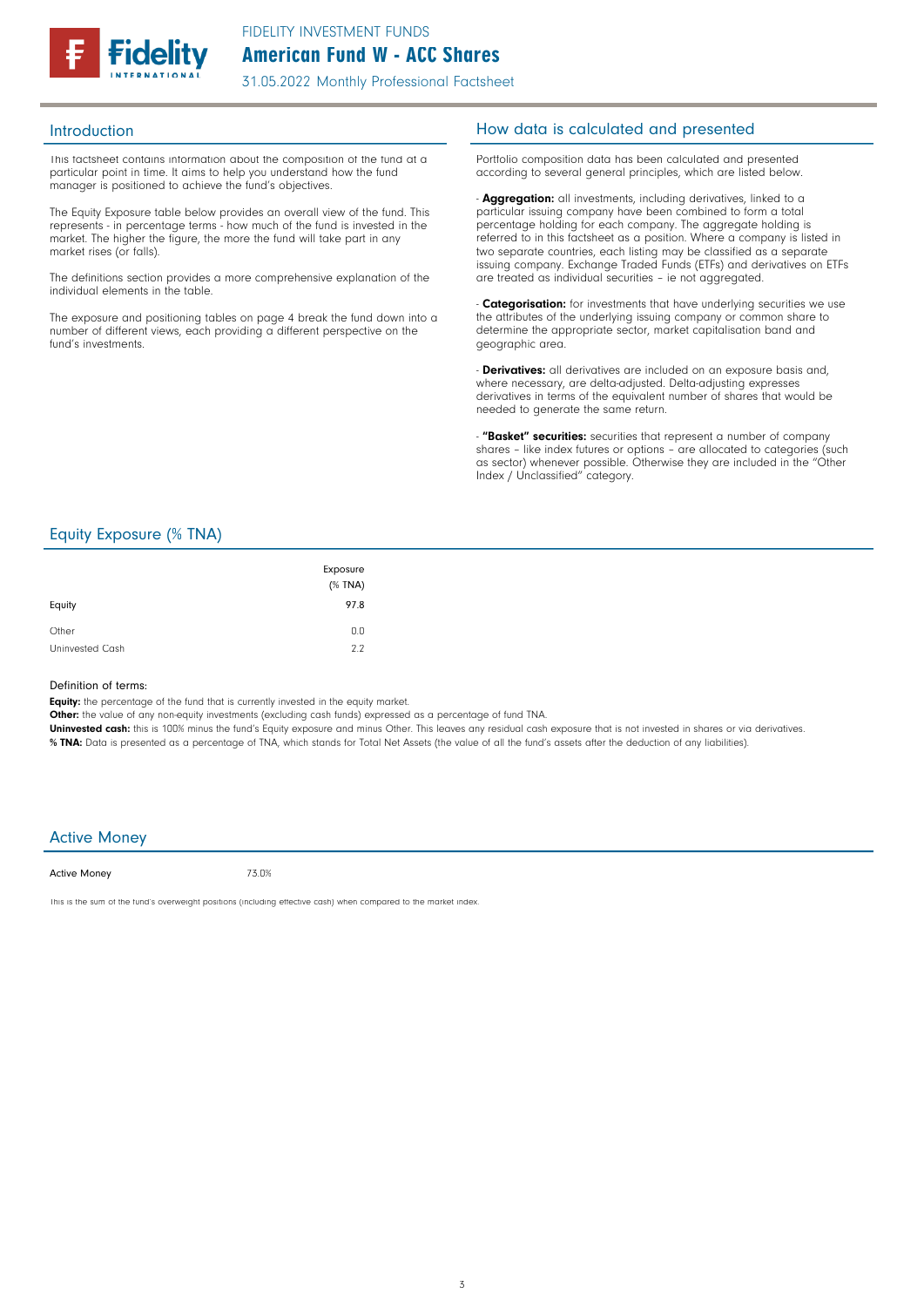FIDELITY INVESTMENT FUNDS

# American Fund W - ACC Shares

31.05.2022 Monthly Professional Factsheet

## Introduction

This factsheet contains information about the composition of the fund at a particular point in time. It aims to help you understand how the fund manager is positioned to achieve the fund's objectives.

The Equity Exposure table below provides an overall view of the fund. This represents - in percentage terms - how much of the fund is invested in the market. The higher the figure, the more the fund will take part in any market rises (or falls).

The definitions section provides a more comprehensive explanation of the individual elements in the table.

The exposure and positioning tables on page 4 break the fund down into a number of different views, each providing a different perspective on the fund's investments.

## How data is calculated and presented

Portfolio composition data has been calculated and presented according to several general principles, which are listed below.

- **Aggregation:** all investments, including derivatives, linked to a particular issuing company have been combined to form a total percentage holding for each company. The aggregate holding is referred to in this factsheet as a position. Where a company is listed in two separate countries, each listing may be classified as a separate issuing company. Exchange Traded Funds (ETFs) and derivatives on ETFs are treated as individual securities – ie not aggregated.

- **Categorisation:** for investments that have underlying securities we use the attributes of the underlying issuing company or common share to determine the appropriate sector, market capitalisation band and geographic area.

- **Derivatives:** all derivatives are included on an exposure basis and, where necessary, are delta-adjusted. Delta-adjusting expresses derivatives in terms of the equivalent number of shares that would be needed to generate the same return.

- **"Basket" securities:** securities that represent a number of company shares – like index futures or options – are allocated to categories (such as sector) whenever possible. Otherwise they are included in the "Other Index / Unclassified" category.

## Equity Exposure (% TNA)

| | Exposure (% TNA) |
|---|---|
| Equity | 97.8 |
| Other | 0.0 |
| Uninvested Cash | 2.2 |

Definition of terms:

**Equity:** the percentage of the fund that is currently invested in the equity market.
**Other:** the value of any non-equity investments (excluding cash funds) expressed as a percentage of fund TNA.
**Uninvested cash:** this is 100% minus the fund's Equity exposure and minus Other. This leaves any residual cash exposure that is not invested in shares or via derivatives.
**% TNA:** Data is presented as a percentage of TNA, which stands for Total Net Assets (the value of all the fund's assets after the deduction of any liabilities).

## Active Money

| Active Money | 73.0% |
|---|---|

This is the sum of the fund's overweight positions (including effective cash) when compared to the market index.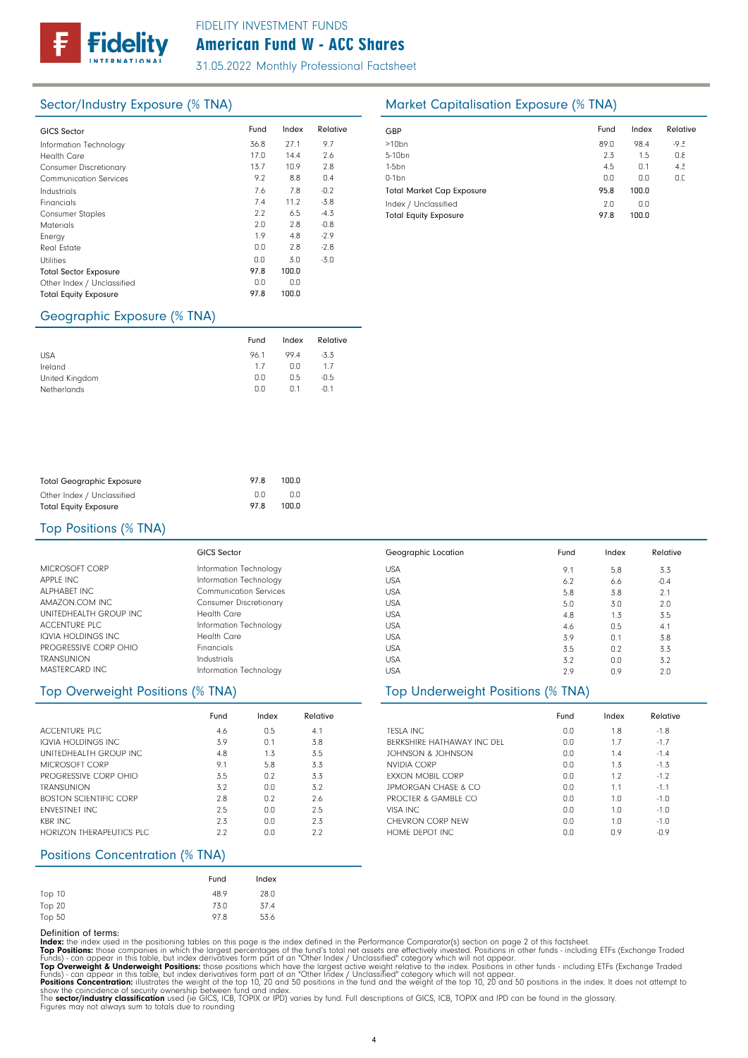# American Fund W - ACC Shares

FIDELITY INVESTMENT FUNDS

31.05.2022 Monthly Professional Factsheet

## Sector/Industry Exposure (% TNA)

| GICS Sector | Fund | Index | Relative |
|---|---|---|---|
| Information Technology | 36.8 | 27.1 | 9.7 |
| Health Care | 17.0 | 14.4 | 2.6 |
| Consumer Discretionary | 13.7 | 10.9 | 2.8 |
| Communication Services | 9.2 | 8.8 | 0.4 |
| Industrials | 7.6 | 7.8 | -0.2 |
| Financials | 7.4 | 11.2 | -3.8 |
| Consumer Staples | 2.2 | 6.5 | -4.3 |
| Materials | 2.0 | 2.8 | -0.8 |
| Energy | 1.9 | 4.8 | -2.9 |
| Real Estate | 0.0 | 2.8 | -2.8 |
| Utilities | 0.0 | 3.0 | -3.0 |
| Total Sector Exposure | 97.8 | 100.0 | |
| Other Index / Unclassified | 0.0 | 0.0 | |
| Total Equity Exposure | 97.8 | 100.0 | |

## Market Capitalisation Exposure (% TNA)

| GBP | Fund | Index | Relative |
|---|---|---|---|
| >10bn | 89.0 | 98.4 | -9.3 |
| 5-10bn | 2.3 | 1.5 | 0.8 |
| 1-5bn | 4.5 | 0.1 | 4.3 |
| 0-1bn | 0.0 | 0.0 | 0.0 |
| Total Market Cap Exposure | 95.8 | 100.0 | |
| Index / Unclassified | 2.0 | 0.0 | |
| Total Equity Exposure | 97.8 | 100.0 | |

## Geographic Exposure (% TNA)

| | Fund | Index | Relative |
|---|---|---|---|
| USA | 96.1 | 99.4 | -3.3 |
| Ireland | 1.7 | 0.0 | 1.7 |
| United Kingdom | 0.0 | 0.5 | -0.5 |
| Netherlands | 0.0 | 0.1 | -0.1 |
| Total Geographic Exposure | 97.8 | 100.0 | |
| Other Index / Unclassified | 0.0 | 0.0 | |
| Total Equity Exposure | 97.8 | 100.0 | |

## Top Positions (% TNA)

| | GICS Sector | Geographic Location | Fund | Index | Relative |
|---|---|---|---|---|---|
| MICROSOFT CORP | Information Technology | USA | 9.1 | 5.8 | 3.3 |
| APPLE INC | Information Technology | USA | 6.2 | 6.6 | -0.4 |
| ALPHABET INC | Communication Services | USA | 5.8 | 3.8 | 2.1 |
| AMAZON.COM INC | Consumer Discretionary | USA | 5.0 | 3.0 | 2.0 |
| UNITEDHEALTH GROUP INC | Health Care | USA | 4.8 | 1.3 | 3.5 |
| ACCENTURE PLC | Information Technology | USA | 4.6 | 0.5 | 4.1 |
| IQVIA HOLDINGS INC | Health Care | USA | 3.9 | 0.1 | 3.8 |
| PROGRESSIVE CORP OHIO | Financials | USA | 3.5 | 0.2 | 3.3 |
| TRANSUNION | Industrials | USA | 3.2 | 0.0 | 3.2 |
| MASTERCARD INC | Information Technology | USA | 2.9 | 0.9 | 2.0 |

## Top Overweight Positions (% TNA)

| | Fund | Index | Relative |
|---|---|---|---|
| ACCENTURE PLC | 4.6 | 0.5 | 4.1 |
| IQVIA HOLDINGS INC | 3.9 | 0.1 | 3.8 |
| UNITEDHEALTH GROUP INC | 4.8 | 1.3 | 3.5 |
| MICROSOFT CORP | 9.1 | 5.8 | 3.3 |
| PROGRESSIVE CORP OHIO | 3.5 | 0.2 | 3.3 |
| TRANSUNION | 3.2 | 0.0 | 3.2 |
| BOSTON SCIENTIFIC CORP | 2.8 | 0.2 | 2.6 |
| ENVESTNET INC | 2.5 | 0.0 | 2.5 |
| KBR INC | 2.3 | 0.0 | 2.3 |
| HORIZON THERAPEUTICS PLC | 2.2 | 0.0 | 2.2 |

## Top Underweight Positions (% TNA)

| | Fund | Index | Relative |
|---|---|---|---|
| TESLA INC | 0.0 | 1.8 | -1.8 |
| BERKSHIRE HATHAWAY INC DEL | 0.0 | 1.7 | -1.7 |
| JOHNSON & JOHNSON | 0.0 | 1.4 | -1.4 |
| NVIDIA CORP | 0.0 | 1.3 | -1.3 |
| EXXON MOBIL CORP | 0.0 | 1.2 | -1.2 |
| JPMORGAN CHASE & CO | 0.0 | 1.1 | -1.1 |
| PROCTER & GAMBLE CO | 0.0 | 1.0 | -1.0 |
| VISA INC | 0.0 | 1.0 | -1.0 |
| CHEVRON CORP NEW | 0.0 | 1.0 | -1.0 |
| HOME DEPOT INC | 0.0 | 0.9 | -0.9 |

## Positions Concentration (% TNA)

| | Fund | Index |
|---|---|---|
| Top 10 | 48.9 | 28.0 |
| Top 20 | 73.0 | 37.4 |
| Top 50 | 97.8 | 53.6 |

Definition of terms:

**Index:** the index used in the positioning tables on this page is the index defined in the Performance Comparator(s) section on page 2 of this factsheet.

**Top Positions:** those companies in which the largest percentages of the fund's total net assets are effectively invested. Positions in other funds - including ETFs (Exchange Traded Funds) - can appear in this table, but index derivatives form part of an "Other Index / Unclassified" category which will not appear.

**Top Overweight & Underweight Positions:** those positions which have the largest active weight relative to the index. Positions in other funds - including ETFs (Exchange Traded Funds) - can appear in this table, but index derivatives form part of an "Other Index / Unclassified" category which will not appear.

**Positions Concentration:** illustrates the weight of the top 10, 20 and 50 positions in the fund and the weight of the top 10, 20 and 50 positions in the index. It does not attempt to show the coincidence of security ownership between fund and index.

The **sector/industry classification** used (ie GICS, ICB, TOPIX or IPD) varies by fund. Full descriptions of GICS, ICB, TOPIX and IPD can be found in the glossary.

Figures may not always sum to totals due to rounding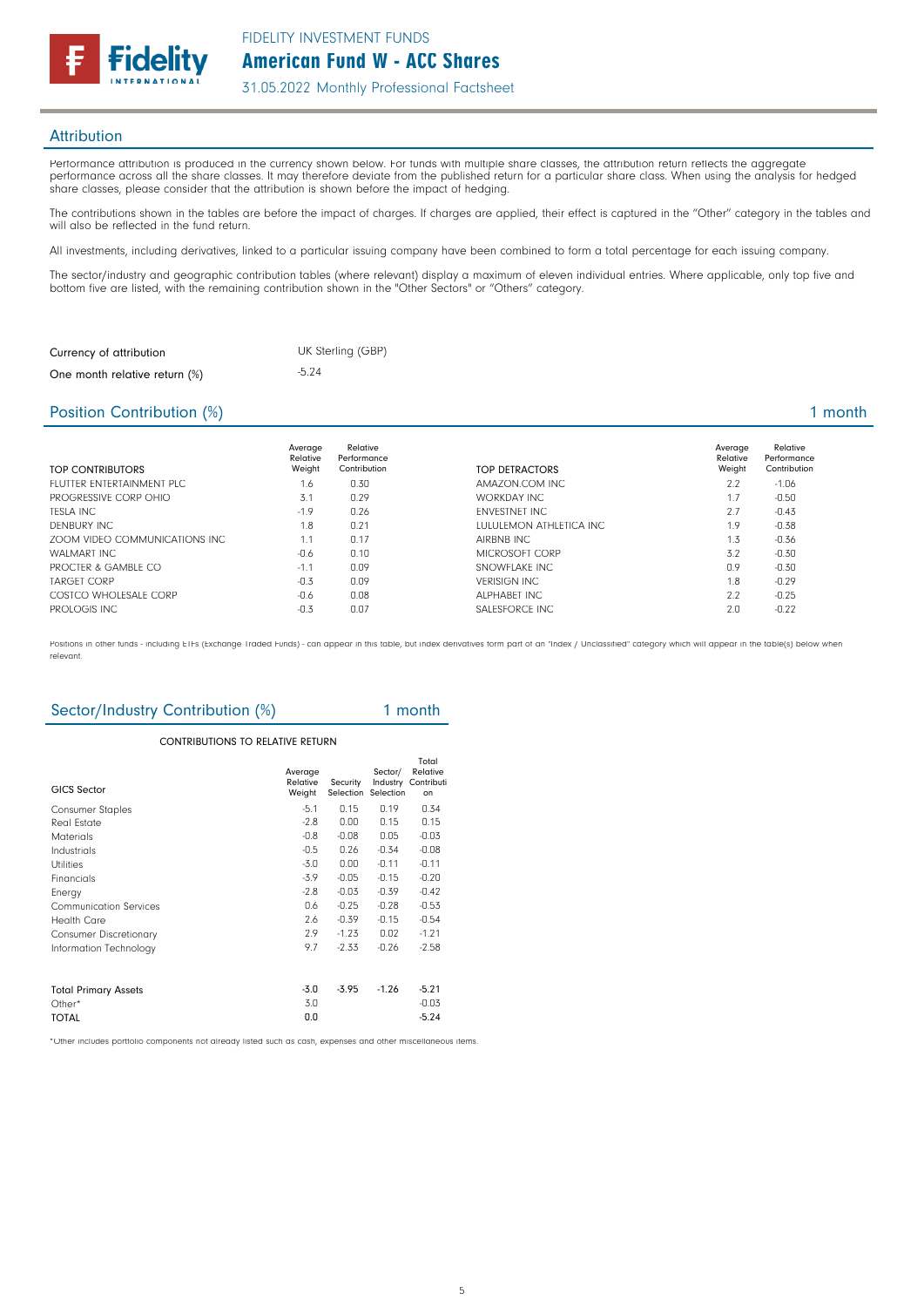## Attribution

Performance attribution is produced in the currency shown below. For funds with multiple share classes, the attribution return reflects the aggregate performance across all the share classes. It may therefore deviate from the published return for a particular share class. When using the analysis for hedged share classes, please consider that the attribution is shown before the impact of hedging.

The contributions shown in the tables are before the impact of charges. If charges are applied, their effect is captured in the "Other" category in the tables and will also be reflected in the fund return.

All investments, including derivatives, linked to a particular issuing company have been combined to form a total percentage for each issuing company.

The sector/industry and geographic contribution tables (where relevant) display a maximum of eleven individual entries. Where applicable, only top five and bottom five are listed, with the remaining contribution shown in the "Other Sectors" or "Others" category.

| | |
|---|---|
| Currency of attribution | UK Sterling (GBP) |
| One month relative return (%) | -5.24 |

## Position Contribution (%) — 1 month

| TOP CONTRIBUTORS | Average Relative Weight | Relative Performance Contribution |
|---|---|---|
| FLUTTER ENTERTAINMENT PLC | 1.6 | 0.30 |
| PROGRESSIVE CORP OHIO | 3.1 | 0.29 |
| TESLA INC | -1.9 | 0.26 |
| DENBURY INC | 1.8 | 0.21 |
| ZOOM VIDEO COMMUNICATIONS INC | 1.1 | 0.17 |
| WALMART INC | -0.6 | 0.10 |
| PROCTER & GAMBLE CO | -1.1 | 0.09 |
| TARGET CORP | -0.3 | 0.09 |
| COSTCO WHOLESALE CORP | -0.6 | 0.08 |
| PROLOGIS INC | -0.3 | 0.07 |

| TOP DETRACTORS | Average Relative Weight | Relative Performance Contribution |
|---|---|---|
| AMAZON.COM INC | 2.2 | -1.06 |
| WORKDAY INC | 1.7 | -0.50 |
| ENVESTNET INC | 2.7 | -0.43 |
| LULULEMON ATHLETICA INC | 1.9 | -0.38 |
| AIRBNB INC | 1.3 | -0.36 |
| MICROSOFT CORP | 3.2 | -0.30 |
| SNOWFLAKE INC | 0.9 | -0.30 |
| VERISIGN INC | 1.8 | -0.29 |
| ALPHABET INC | 2.2 | -0.25 |
| SALESFORCE INC | 2.0 | -0.22 |

Positions in other funds - including ETFs (Exchange Traded Funds) - can appear in this table, but index derivatives form part of an "Index / Unclassified" category which will appear in the table(s) below when relevant.

## Sector/Industry Contribution (%) — 1 month

CONTRIBUTIONS TO RELATIVE RETURN

| GICS Sector | Average Relative Weight | Security Selection | Sector/ Industry Selection | Total Relative Contribution |
|---|---|---|---|---|
| Consumer Staples | -5.1 | 0.15 | 0.19 | 0.34 |
| Real Estate | -2.8 | 0.00 | 0.15 | 0.15 |
| Materials | -0.8 | -0.08 | 0.05 | -0.03 |
| Industrials | -0.5 | 0.26 | -0.34 | -0.08 |
| Utilities | -3.0 | 0.00 | -0.11 | -0.11 |
| Financials | -3.9 | -0.05 | -0.15 | -0.20 |
| Energy | -2.8 | -0.03 | -0.39 | -0.42 |
| Communication Services | 0.6 | -0.25 | -0.28 | -0.53 |
| Health Care | 2.6 | -0.39 | -0.15 | -0.54 |
| Consumer Discretionary | 2.9 | -1.23 | 0.02 | -1.21 |
| Information Technology | 9.7 | -2.33 | -0.26 | -2.58 |
| | | | | |
| **Total Primary Assets** | -3.0 | -3.95 | -1.26 | -5.21 |
| Other* | 3.0 | | | -0.03 |
| **TOTAL** | 0.0 | | | -5.24 |

*Other includes portfolio components not already listed such as cash, expenses and other miscellaneous items.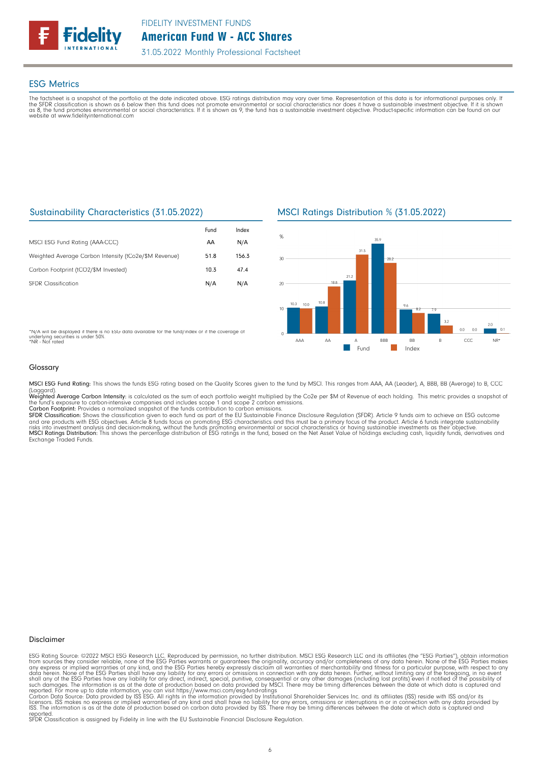# American Fund W - ACC Shares

FIDELITY INVESTMENT FUNDS

31.05.2022 Monthly Professional Factsheet

## ESG Metrics

The factsheet is a snapshot of the portfolio at the date indicated above. ESG ratings distribution may vary over time. Representation of this data is for informational purposes only. If the SFDR classification is shown as 6 below then this fund does not promote environmental or social characteristics nor does it have a sustainable investment objective. If it is shown as 8, the fund promotes environmental or social characteristics. If it is shown as 9, the fund has a sustainable investment objective. Product-specific information can be found on our website at www.fidelityinternational.com

### Sustainability Characteristics (31.05.2022)

| | Fund | Index |
|---|---|---|
| MSCI ESG Fund Rating (AAA-CCC) | AA | N/A |
| Weighted Average Carbon Intensity (tCo2e/$M Revenue) | 51.8 | 156.3 |
| Carbon Footprint (tCO2/$M Invested) | 10.3 | 47.4 |
| SFDR Classification | N/A | N/A |

*N/A will be displayed if there is no ESG data available for the fund/index or if the coverage of underlying securities is under 50%.
*NR - Not rated

### MSCI Ratings Distribution % (31.05.2022)

| Rating | Fund | Index |
|---|---|---|
| AAA | 10.3 | 10.0 |
| AA | 10.8 | 18.8 |
| A | 21.2 | 31.5 |
| BBB | 35.9 | 28.2 |
| BB | 9.6 | 8.2 |
| B | 7.9 | 3.2 |
| CCC | 0.0 | 0.0 |
| NR* | 2.0 | 0.1 |

### Glossary

**MSCI ESG Fund Rating:** This shows the funds ESG rating based on the Quality Scores given to the fund by MSCI. This ranges from AAA, AA (Leader), A, BBB, BB (Average) to B, CCC (Laggard).
**Weighted Average Carbon Intensity:** is calculated as the sum of each portfolio weight multiplied by the Co2e per $M of Revenue of each holding. This metric provides a snapshot of the fund's exposure to carbon-intensive companies and includes scope 1 and scope 2 carbon emissions.
**Carbon Footprint:** Provides a normalized snapshot of the funds contribution to carbon emissions.
**SFDR Classification:** Shows the classification given to each fund as part of the EU Sustainable Finance Disclosure Regulation (SFDR). Article 9 funds aim to achieve an ESG outcome and are products with ESG objectives. Article 8 funds focus on promoting ESG characteristics and this must be a primary focus of the product. Article 6 funds integrate sustainability risks into investment analysis and decision-making, without the funds promoting environmental or social characteristics or having sustainable investments as their objective.
**MSCI Ratings Distribution:** This shows the percentage distribution of ESG ratings in the fund, based on the Net Asset Value of holdings excluding cash, liquidity funds, derivatives and Exchange Traded Funds.

### Disclaimer

ESG Rating Source: ©2022 MSCI ESG Research LLC. Reproduced by permission, no further distribution. MSCI ESG Research LLC and its affiliates (the "ESG Parties"), obtain information from sources they consider reliable, none of the ESG Parties warrants or guarantees the originality, accuracy and/or completeness of any data herein. None of the ESG Parties makes any express or implied warranties of any kind, and the ESG Parties hereby expressly disclaim all warranties of merchantability and fitness for a particular purpose, with respect to any data herein. None of the ESG Parties shall have any liability for any errors or omissions in connection with any data herein. Further, without limiting any of the foregoing, in no event shall any of the ESG Parties have any liability for any direct, indirect, special, punitive, consequential or any other damages (including lost profits) even if notified of the possibility of such damages. The information is as at the date of production based on data provided by MSCI. There may be timing differences between the date at which data is captured and reported. For more up to date information, you can visit https://www.msci.com/esg-fund-ratings
Carbon Data Source: Data provided by ISS ESG. All rights in the information provided by Institutional Shareholder Services Inc. and its affiliates (ISS) reside with ISS and/or its licensors. ISS makes no express or implied warranties of any kind and shall have no liability for any errors, omissions or interruptions in or in connection with any data provided by ISS. The information is as at the date of production based on carbon data provided by ISS. There may be timing differences between the date at which data is captured and reported.
SFDR Classification is assigned by Fidelity in line with the EU Sustainable Financial Disclosure Regulation.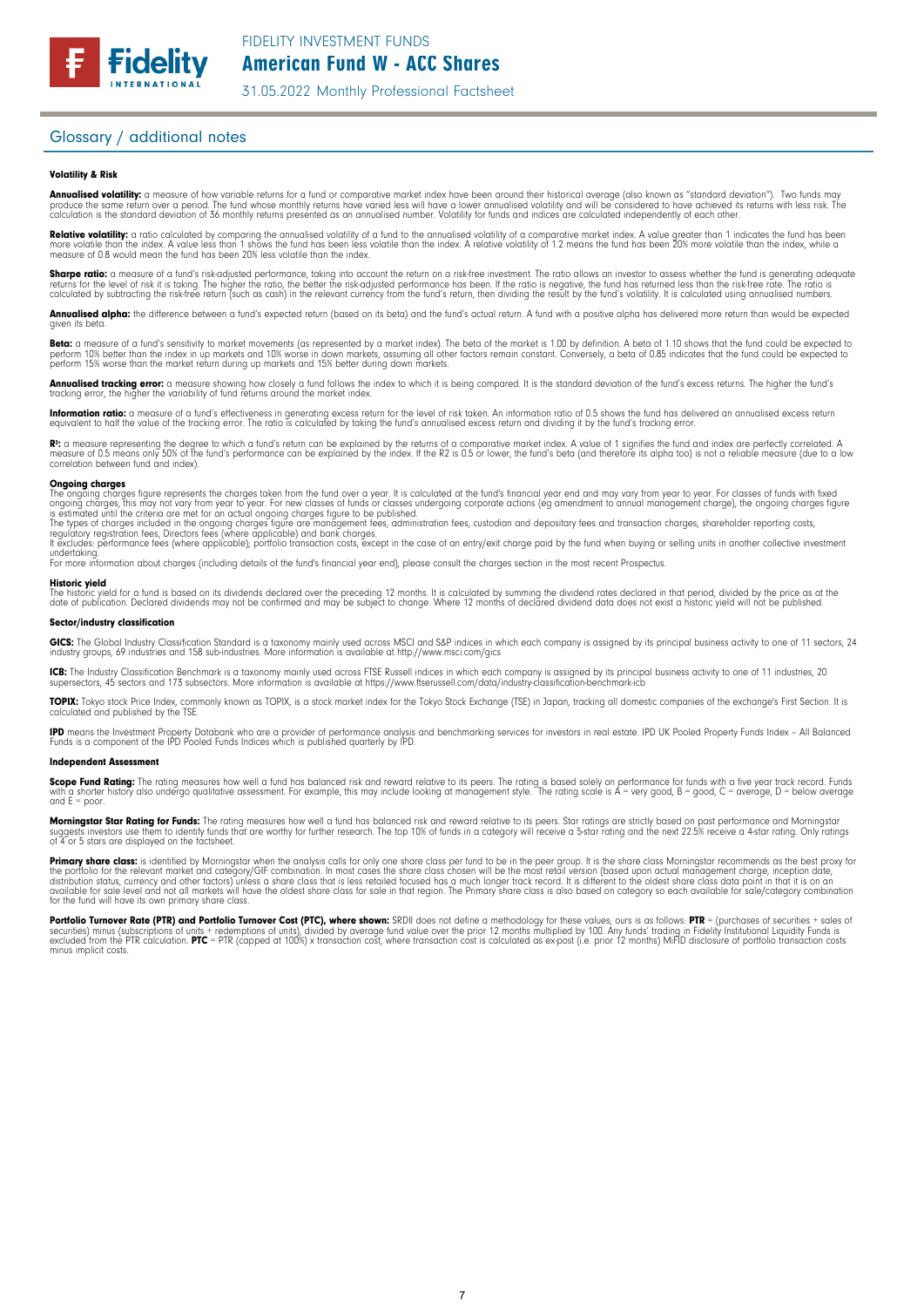## Glossary / additional notes

#### Volatility & Risk

**Annualised volatility:** a measure of how variable returns for a fund or comparative market index have been around their historical average (also known as "standard deviation"). Two funds may produce the same return over a period. The fund whose monthly returns have varied less will have a lower annualised volatility and will be considered to have achieved its returns with less risk. The calculation is the standard deviation of 36 monthly returns presented as an annualised number. Volatility for funds and indices are calculated independently of each other.

**Relative volatility:** a ratio calculated by comparing the annualised volatility of a fund to the annualised volatility of a comparative market index. A value greater than 1 indicates the fund has been more volatile than the index. A value less than 1 shows the fund has been less volatile than the index. A relative volatility of 1.2 means the fund has been 20% more volatile than the index, while a measure of 0.8 would mean the fund has been 20% less volatile than the index.

**Sharpe ratio:** a measure of a fund's risk-adjusted performance, taking into account the return on a risk-free investment. The ratio allows an investor to assess whether the fund is generating adequate returns for the level of risk it is taking. The higher the ratio, the better the risk-adjusted performance has been. If the ratio is negative, the fund has returned less than the risk-free rate. The ratio is calculated by subtracting the risk-free return (such as cash) in the relevant currency from the fund's return, then dividing the result by the fund's volatility. It is calculated using annualised numbers.

**Annualised alpha:** the difference between a fund's expected return (based on its beta) and the fund's actual return. A fund with a positive alpha has delivered more return than would be expected given its beta.

**Beta:** a measure of a fund's sensitivity to market movements (as represented by a market index). The beta of the market is 1.00 by definition. A beta of 1.10 shows that the fund could be expected to perform 10% better than the index in up markets and 10% worse in down markets, assuming all other factors remain constant. Conversely, a beta of 0.85 indicates that the fund could be expected to perform 15% worse than the market return during up markets and 15% better during down markets.

**Annualised tracking error:** a measure showing how closely a fund follows the index to which it is being compared. It is the standard deviation of the fund's excess returns. The higher the fund's tracking error, the higher the variability of fund returns around the market index.

**Information ratio:** a measure of a fund's effectiveness in generating excess return for the level of risk taken. An information ratio of 0.5 shows the fund has delivered an annualised excess return equivalent to half the value of the tracking error. The ratio is calculated by taking the fund's annualised excess return and dividing it by the fund's tracking error.

**$R^2$:** a measure representing the degree to which a fund's return can be explained by the returns of a comparative market index. A value of 1 signifies the fund and index are perfectly correlated. A measure of 0.5 means only 50% of the fund's performance can be explained by the index. If the R2 is 0.5 or lower, the fund's beta (and therefore its alpha too) is not a reliable measure (due to a low correlation between fund and index).

#### Ongoing charges

The ongoing charges figure represents the charges taken from the fund over a year. It is calculated at the fund's financial year end and may vary from year to year. For classes of funds with fixed ongoing charges, this may not vary from year to year. For new classes of funds or classes undergoing corporate actions (eg amendment to annual management charge), the ongoing charges figure is estimated until the criteria are met for an actual ongoing charges figure to be published.
The types of charges included in the ongoing charges figure are management fees, administration fees, custodian and depositary fees and transaction charges, shareholder reporting costs, regulatory registration fees, Directors fees (where applicable) and bank charges.
It excludes: performance fees (where applicable); portfolio transaction costs, except in the case of an entry/exit charge paid by the fund when buying or selling units in another collective investment undertaking.
For more information about charges (including details of the fund's financial year end), please consult the charges section in the most recent Prospectus.

#### Historic yield

The historic yield for a fund is based on its dividends declared over the preceding 12 months. It is calculated by summing the dividend rates declared in that period, divided by the price as at the date of publication. Declared dividends may not be confirmed and may be subject to change. Where 12 months of declared dividend data does not exist a historic yield will not be published.

#### Sector/industry classification

**GICS:** The Global Industry Classification Standard is a taxonomy mainly used across MSCI and S&P indices in which each company is assigned by its principal business activity to one of 11 sectors, 24 industry groups, 69 industries and 158 sub-industries. More information is available at http://www.msci.com/gics

**ICB:** The Industry Classification Benchmark is a taxonomy mainly used across FTSE Russell indices in which each company is assigned by its principal business activity to one of 11 industries, 20 supersectors, 45 sectors and 173 subsectors. More information is available at https://www.ftserussell.com/data/industry-classification-benchmark-icb

**TOPIX:** Tokyo stock Price Index, commonly known as TOPIX, is a stock market index for the Tokyo Stock Exchange (TSE) in Japan, tracking all domestic companies of the exchange's First Section. It is calculated and published by the TSE.

**IPD** means the Investment Property Databank who are a provider of performance analysis and benchmarking services for investors in real estate. IPD UK Pooled Property Funds Index – All Balanced Funds is a component of the IPD Pooled Funds Indices which is published quarterly by IPD.

#### Independent Assessment

**Scope Fund Rating:** The rating measures how well a fund has balanced risk and reward relative to its peers. The rating is based solely on performance for funds with a five year track record. Funds with a shorter history also undergo qualitative assessment. For example, this may include looking at management style. The rating scale is A = very good, B = good, C = average, D = below average and E = poor.

**Morningstar Star Rating for Funds:** The rating measures how well a fund has balanced risk and reward relative to its peers. Star ratings are strictly based on past performance and Morningstar suggests investors use them to identify funds that are worthy for further research. The top 10% of funds in a category will receive a 5-star rating and the next 22.5% receive a 4-star rating. Only ratings of 4 or 5 stars are displayed on the factsheet.

**Primary share class:** is identified by Morningstar when the analysis calls for only one share class per fund to be in the peer group. It is the share class Morningstar recommends as the best proxy for the portfolio for the relevant market and category/GIF combination. In most cases the share class chosen will be the most retail version (based upon actual management charge, inception date, distribution status, currency and other factors) unless a share class that is less retailed focused has a much longer track record. It is different to the oldest share class data point in that it is on an available for sale level and not all markets will have the oldest share class for sale in that region. The Primary share class is also based on category so each available for sale/category combination for the fund will have its own primary share class.

**Portfolio Turnover Rate (PTR) and Portfolio Turnover Cost (PTC), where shown:** SRDII does not define a methodology for these values; ours is as follows: **PTR** = (purchases of securities + sales of securities) minus (subscriptions of units + redemptions of units), divided by average fund value over the prior 12 months multiplied by 100. Any funds' trading in Fidelity Institutional Liquidity Funds is excluded from the PTR calculation. **PTC** = PTR (capped at 100%) x transaction cost, where transaction cost is calculated as ex-post (i.e. prior 12 months) MiFID disclosure of portfolio transaction costs minus implicit costs.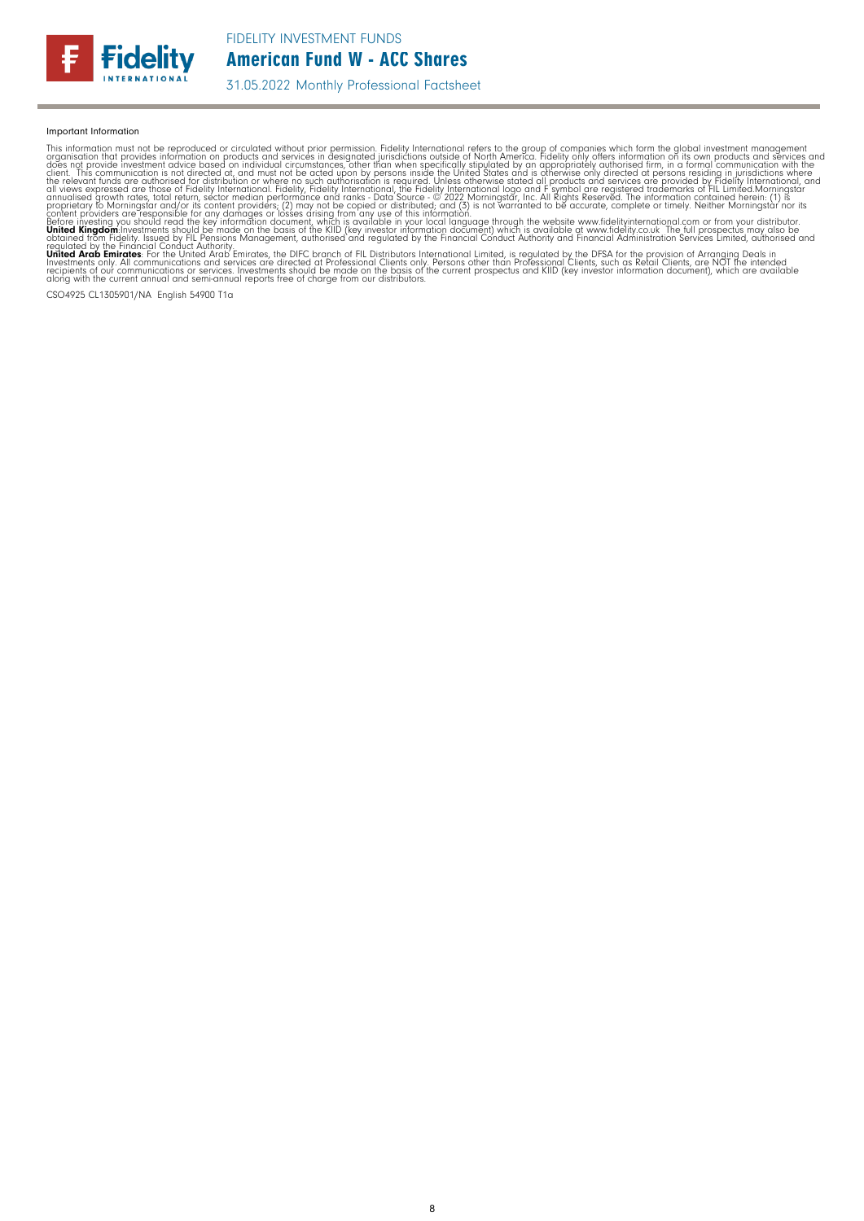Important Information

This information must not be reproduced or circulated without prior permission. Fidelity International refers to the group of companies which form the global investment management organisation that provides information on products and services in designated jurisdictions outside of North America. Fidelity only offers information on its own products and services and does not provide investment advice based on individual circumstances, other than when specifically stipulated by an appropriately authorised firm, in a formal communication with the client. This communication is not directed at, and must not be acted upon by persons inside the United States and is otherwise only directed at persons residing in jurisdictions where the relevant funds are authorised for distribution or where no such authorisation is required. Unless otherwise stated all products and services are provided by Fidelity International, and all views expressed are those of Fidelity International. Fidelity, Fidelity International, the Fidelity International logo and F symbol are registered trademarks of FIL Limited.Morningstar annualised growth rates, total return, sector median performance and ranks - Data Source - © 2022 Morningstar, Inc. All Rights Reserved. The information contained herein: (1) is proprietary to Morningstar and/or its content providers; (2) may not be copied or distributed; and (3) is not warranted to be accurate, complete or timely. Neither Morningstar nor its content providers are responsible for any damages or losses arising from any use of this information.
Before investing you should read the key information document, which is available in your local language through the website www.fidelityinternational.com or from your distributor.
**United Kingdom**:Investments should be made on the basis of the KIID (key investor information document) which is available at www.fidelity.co.uk The full prospectus may also be obtained from Fidelity. Issued by FIL Pensions Management, authorised and regulated by the Financial Conduct Authority and Financial Administration Services Limited, authorised and regulated by the Financial Conduct Authority.
**United Arab Emirates**: For the United Arab Emirates, the DIFC branch of FIL Distributors International Limited, is regulated by the DFSA for the provision of Arranging Deals in Investments only. All communications and services are directed at Professional Clients only. Persons other than Professional Clients, such as Retail Clients, are NOT the intended recipients of our communications or services. Investments should be made on the basis of the current prospectus and KIID (key investor information document), which are available along with the current annual and semi-annual reports free of charge from our distributors.

CSO4925 CL1305901/NA English 54900 T1a